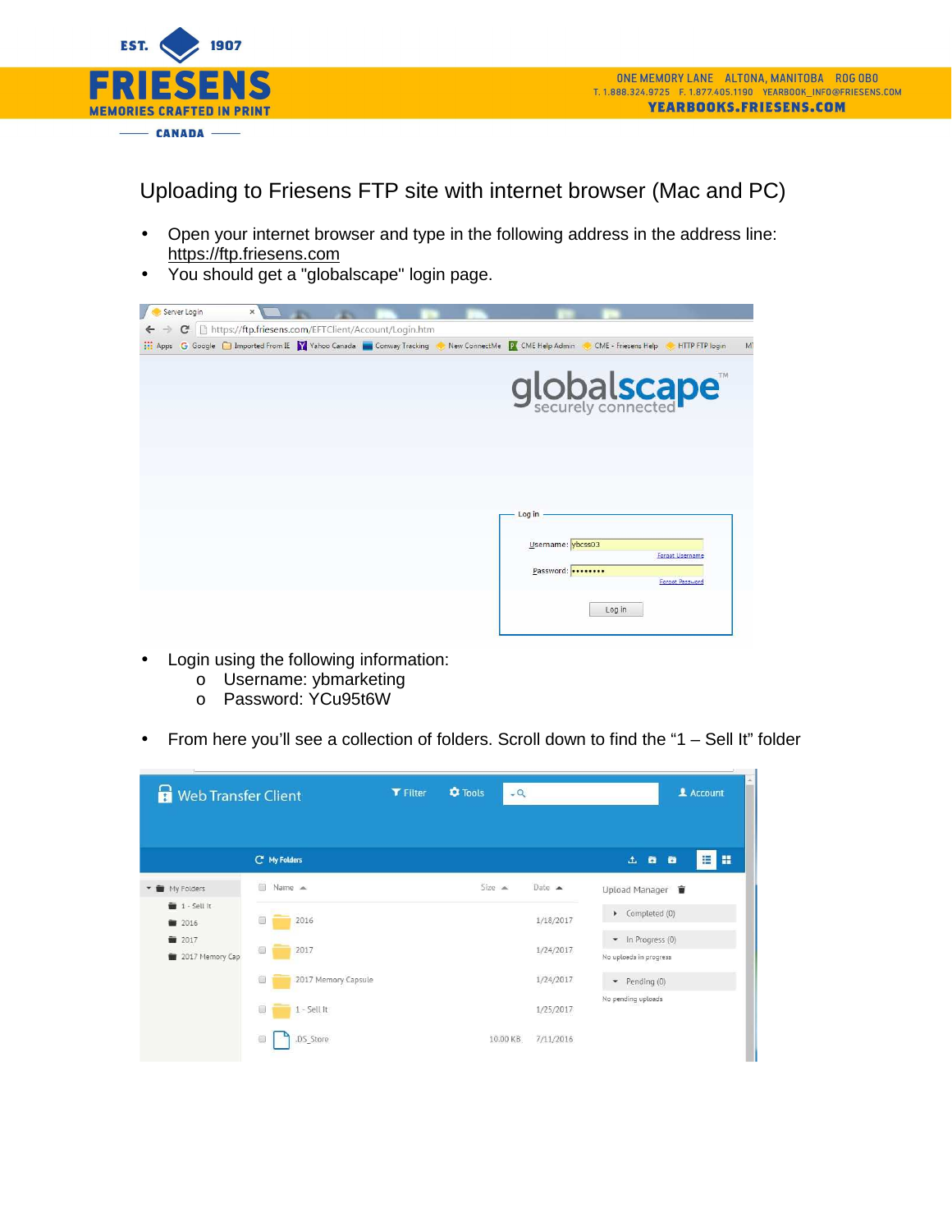EST. 1907

# FRIESENS

MEMORIES CRAFTED IN PRINT

CANADA

ONE MEMORY LANE ALTONA, MANITOBA R0G 0B0
T. 1.888.324.9725 F. 1.877.405.1190 YEARBOOK_INFO@FRIESENS.COM
YEARBOOKS.FRIESENS.COM

## Uploading to Friesens FTP site with internet browser (Mac and PC)

- Open your internet browser and type in the following address in the address line: https://ftp.friesens.com
- You should get a "globalscape" login page.

- Login using the following information:
  - Username: ybmarketing
  - Password: YCu95t6W

- From here you'll see a collection of folders. Scroll down to find the "1 – Sell It" folder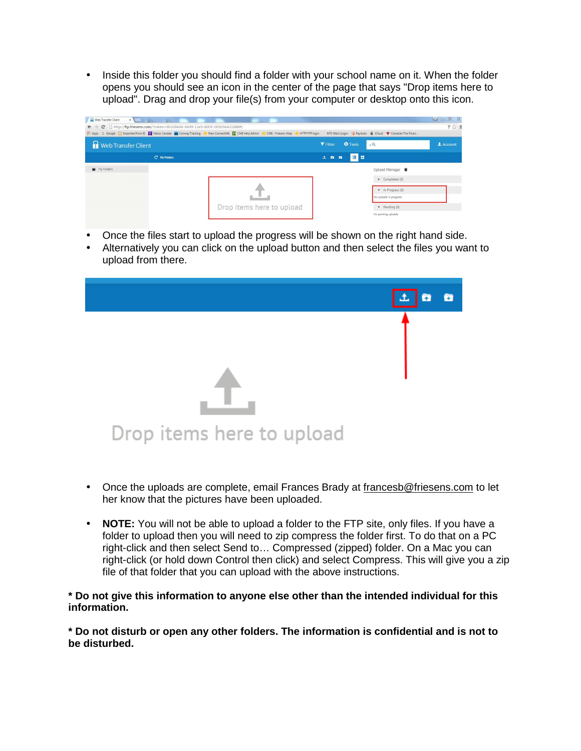- Inside this folder you should find a folder with your school name on it. When the folder opens you should see an icon in the center of the page that says "Drop items here to upload". Drag and drop your file(s) from your computer or desktop onto this icon.

- Once the files start to upload the progress will be shown on the right hand side.
- Alternatively you can click on the upload button and then select the files you want to upload from there.

- Once the uploads are complete, email Frances Brady at francesb@friesens.com to let her know that the pictures have been uploaded.

- **NOTE:** You will not be able to upload a folder to the FTP site, only files. If you have a folder to upload then you will need to zip compress the folder first. To do that on a PC right-click and then select Send to… Compressed (zipped) folder. On a Mac you can right-click (or hold down Control then click) and select Compress. This will give you a zip file of that folder that you can upload with the above instructions.

**\* Do not give this information to anyone else other than the intended individual for this information.**

**\* Do not disturb or open any other folders. The information is confidential and is not to be disturbed.**